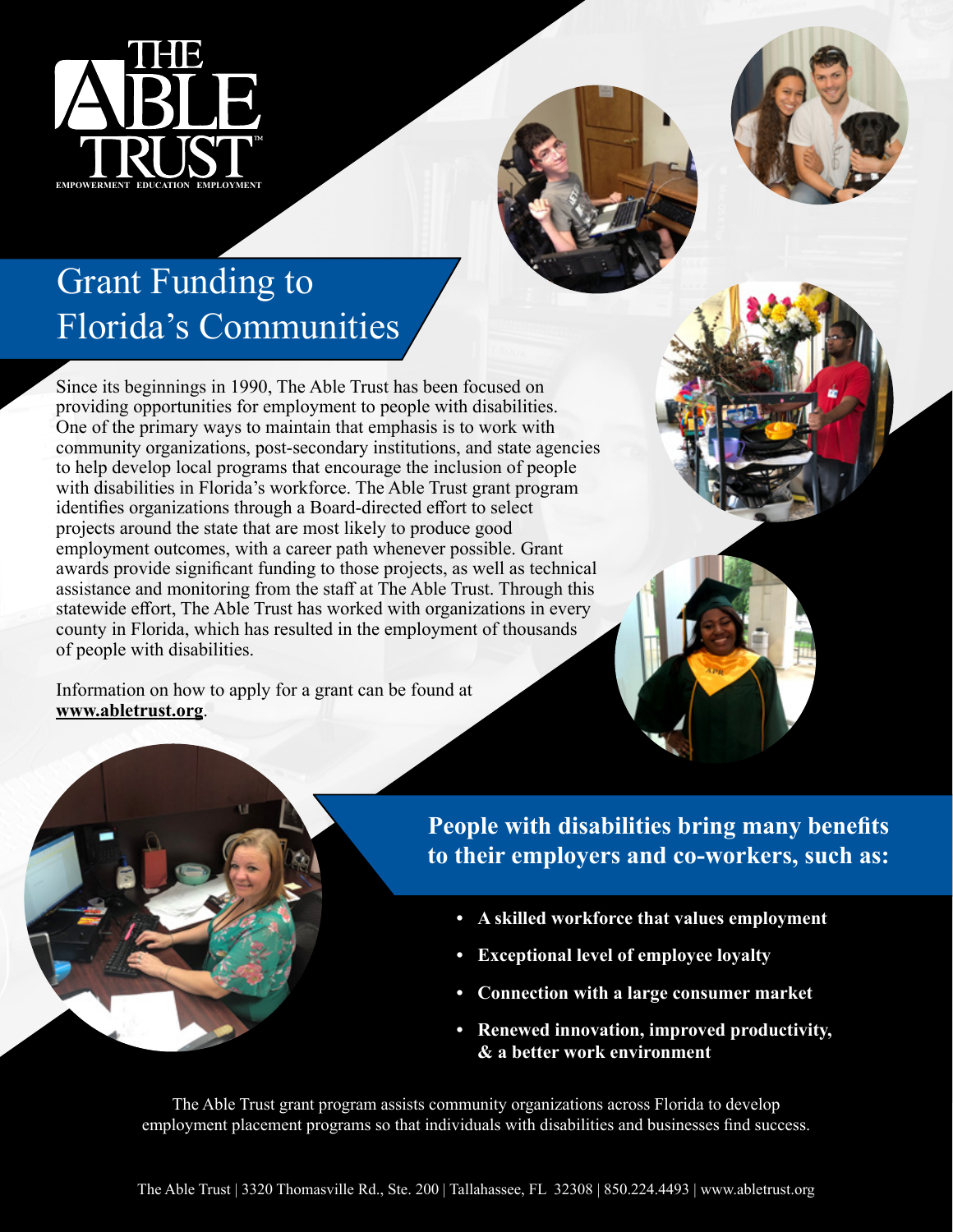THE ABLE TRUST

EMPOWERMENT EDUCATION EMPLOYMENT

# Grant Funding to Florida's Communities

Since its beginnings in 1990, The Able Trust has been focused on providing opportunities for employment to people with disabilities. One of the primary ways to maintain that emphasis is to work with community organizations, post-secondary institutions, and state agencies to help develop local programs that encourage the inclusion of people with disabilities in Florida's workforce. The Able Trust grant program identifies organizations through a Board-directed effort to select projects around the state that are most likely to produce good employment outcomes, with a career path whenever possible. Grant awards provide significant funding to those projects, as well as technical assistance and monitoring from the staff at The Able Trust. Through this statewide effort, The Able Trust has worked with organizations in every county in Florida, which has resulted in the employment of thousands of people with disabilities.

Information on how to apply for a grant can be found at **www.abletrust.org**.

## People with disabilities bring many benefits to their employers and co-workers, such as:

- **A skilled workforce that values employment**
- **Exceptional level of employee loyalty**
- **Connection with a large consumer market**
- **Renewed innovation, improved productivity, & a better work environment**

The Able Trust grant program assists community organizations across Florida to develop employment placement programs so that individuals with disabilities and businesses find success.

The Able Trust | 3320 Thomasville Rd., Ste. 200 | Tallahassee, FL 32308 | 850.224.4493 | www.abletrust.org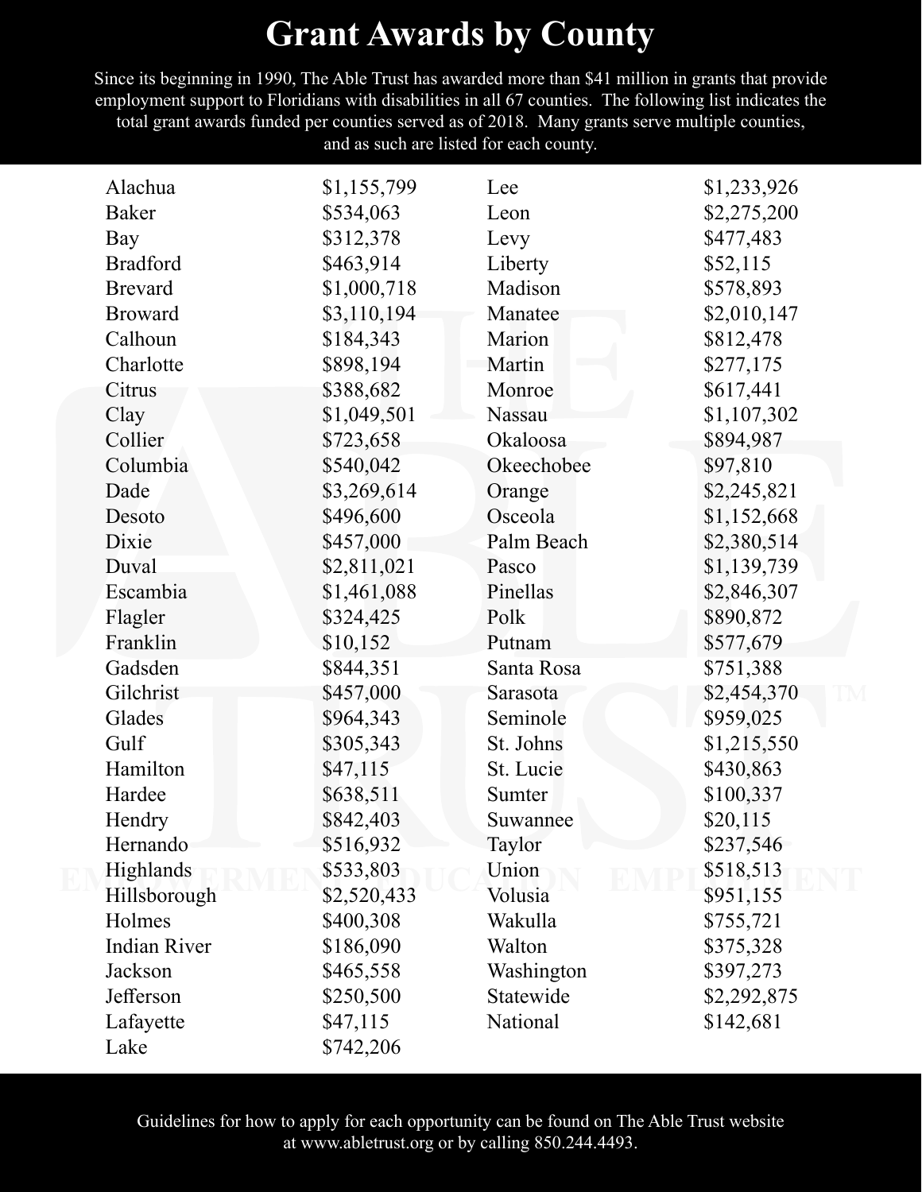# Grant Awards by County

Since its beginning in 1990, The Able Trust has awarded more than $41 million in grants that provide employment support to Floridians with disabilities in all 67 counties. The following list indicates the total grant awards funded per counties served as of 2018. Many grants serve multiple counties, and as such are listed for each county.

| | |
|---|---|
| Alachua | $1,155,799 |
| Baker | $534,063 |
| Bay | $312,378 |
| Bradford | $463,914 |
| Brevard | $1,000,718 |
| Broward | $3,110,194 |
| Calhoun | $184,343 |
| Charlotte | $898,194 |
| Citrus | $388,682 |
| Clay | $1,049,501 |
| Collier | $723,658 |
| Columbia | $540,042 |
| Dade | $3,269,614 |
| Desoto | $496,600 |
| Dixie | $457,000 |
| Duval | $2,811,021 |
| Escambia | $1,461,088 |
| Flagler | $324,425 |
| Franklin | $10,152 |
| Gadsden | $844,351 |
| Gilchrist | $457,000 |
| Glades | $964,343 |
| Gulf | $305,343 |
| Hamilton | $47,115 |
| Hardee | $638,511 |
| Hendry | $842,403 |
| Hernando | $516,932 |
| Highlands | $533,803 |
| Hillsborough | $2,520,433 |
| Holmes | $400,308 |
| Indian River | $186,090 |
| Jackson | $465,558 |
| Jefferson | $250,500 |
| Lafayette | $47,115 |
| Lake | $742,206 |
| Lee | $1,233,926 |
| Leon | $2,275,200 |
| Levy | $477,483 |
| Liberty | $52,115 |
| Madison | $578,893 |
| Manatee | $2,010,147 |
| Marion | $812,478 |
| Martin | $277,175 |
| Monroe | $617,441 |
| Nassau | $1,107,302 |
| Okaloosa | $894,987 |
| Okeechobee | $97,810 |
| Orange | $2,245,821 |
| Osceola | $1,152,668 |
| Palm Beach | $2,380,514 |
| Pasco | $1,139,739 |
| Pinellas | $2,846,307 |
| Polk | $890,872 |
| Putnam | $577,679 |
| Santa Rosa | $751,388 |
| Sarasota | $2,454,370 |
| Seminole | $959,025 |
| St. Johns | $1,215,550 |
| St. Lucie | $430,863 |
| Sumter | $100,337 |
| Suwannee | $20,115 |
| Taylor | $237,546 |
| Union | $518,513 |
| Volusia | $951,155 |
| Wakulla | $755,721 |
| Walton | $375,328 |
| Washington | $397,273 |
| Statewide | $2,292,875 |
| National | $142,681 |

Guidelines for how to apply for each opportunity can be found on The Able Trust website at www.abletrust.org or by calling 850.244.4493.